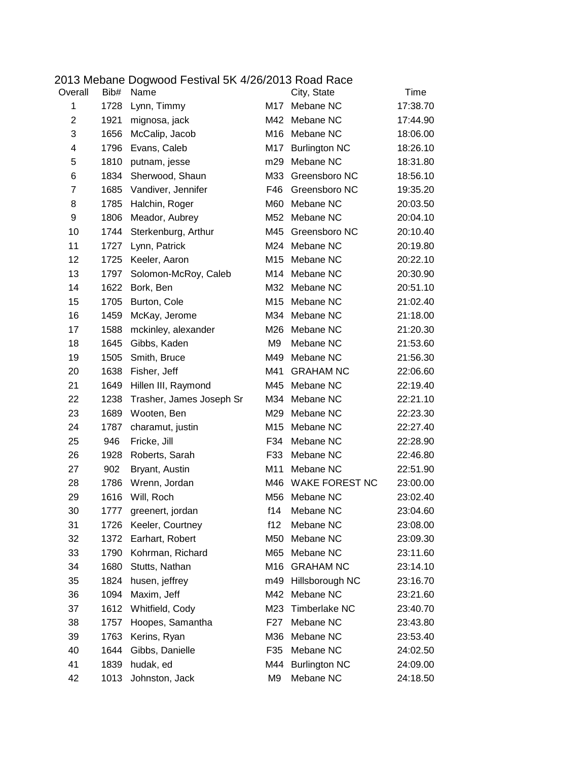# 2013 Mebane Dogwood Festival 5K 4/26/2013 Road Race

| Overall | Bib# | Name | | City, State | Time |
|---|---|---|---|---|---|
| 1 | 1728 | Lynn, Timmy | M17 | Mebane NC | 17:38.70 |
| 2 | 1921 | mignosa, jack | M42 | Mebane NC | 17:44.90 |
| 3 | 1656 | McCalip, Jacob | M16 | Mebane NC | 18:06.00 |
| 4 | 1796 | Evans, Caleb | M17 | Burlington NC | 18:26.10 |
| 5 | 1810 | putnam, jesse | m29 | Mebane NC | 18:31.80 |
| 6 | 1834 | Sherwood, Shaun | M33 | Greensboro NC | 18:56.10 |
| 7 | 1685 | Vandiver, Jennifer | F46 | Greensboro NC | 19:35.20 |
| 8 | 1785 | Halchin, Roger | M60 | Mebane NC | 20:03.50 |
| 9 | 1806 | Meador, Aubrey | M52 | Mebane NC | 20:04.10 |
| 10 | 1744 | Sterkenburg, Arthur | M45 | Greensboro NC | 20:10.40 |
| 11 | 1727 | Lynn, Patrick | M24 | Mebane NC | 20:19.80 |
| 12 | 1725 | Keeler, Aaron | M15 | Mebane NC | 20:22.10 |
| 13 | 1797 | Solomon-McRoy, Caleb | M14 | Mebane NC | 20:30.90 |
| 14 | 1622 | Bork, Ben | M32 | Mebane NC | 20:51.10 |
| 15 | 1705 | Burton, Cole | M15 | Mebane NC | 21:02.40 |
| 16 | 1459 | McKay, Jerome | M34 | Mebane NC | 21:18.00 |
| 17 | 1588 | mckinley, alexander | M26 | Mebane NC | 21:20.30 |
| 18 | 1645 | Gibbs, Kaden | M9 | Mebane NC | 21:53.60 |
| 19 | 1505 | Smith, Bruce | M49 | Mebane NC | 21:56.30 |
| 20 | 1638 | Fisher, Jeff | M41 | GRAHAM NC | 22:06.60 |
| 21 | 1649 | Hillen III, Raymond | M45 | Mebane NC | 22:19.40 |
| 22 | 1238 | Trasher, James Joseph Sr | M34 | Mebane NC | 22:21.10 |
| 23 | 1689 | Wooten, Ben | M29 | Mebane NC | 22:23.30 |
| 24 | 1787 | charamut, justin | M15 | Mebane NC | 22:27.40 |
| 25 | 946 | Fricke, Jill | F34 | Mebane NC | 22:28.90 |
| 26 | 1928 | Roberts, Sarah | F33 | Mebane NC | 22:46.80 |
| 27 | 902 | Bryant, Austin | M11 | Mebane NC | 22:51.90 |
| 28 | 1786 | Wrenn, Jordan | M46 | WAKE FOREST NC | 23:00.00 |
| 29 | 1616 | Will, Roch | M56 | Mebane NC | 23:02.40 |
| 30 | 1777 | greenert, jordan | f14 | Mebane NC | 23:04.60 |
| 31 | 1726 | Keeler, Courtney | f12 | Mebane NC | 23:08.00 |
| 32 | 1372 | Earhart, Robert | M50 | Mebane NC | 23:09.30 |
| 33 | 1790 | Kohrman, Richard | M65 | Mebane NC | 23:11.60 |
| 34 | 1680 | Stutts, Nathan | M16 | GRAHAM NC | 23:14.10 |
| 35 | 1824 | husen, jeffrey | m49 | Hillsborough NC | 23:16.70 |
| 36 | 1094 | Maxim, Jeff | M42 | Mebane NC | 23:21.60 |
| 37 | 1612 | Whitfield, Cody | M23 | Timberlake NC | 23:40.70 |
| 38 | 1757 | Hoopes, Samantha | F27 | Mebane NC | 23:43.80 |
| 39 | 1763 | Kerins, Ryan | M36 | Mebane NC | 23:53.40 |
| 40 | 1644 | Gibbs, Danielle | F35 | Mebane NC | 24:02.50 |
| 41 | 1839 | hudak, ed | M44 | Burlington NC | 24:09.00 |
| 42 | 1013 | Johnston, Jack | M9 | Mebane NC | 24:18.50 |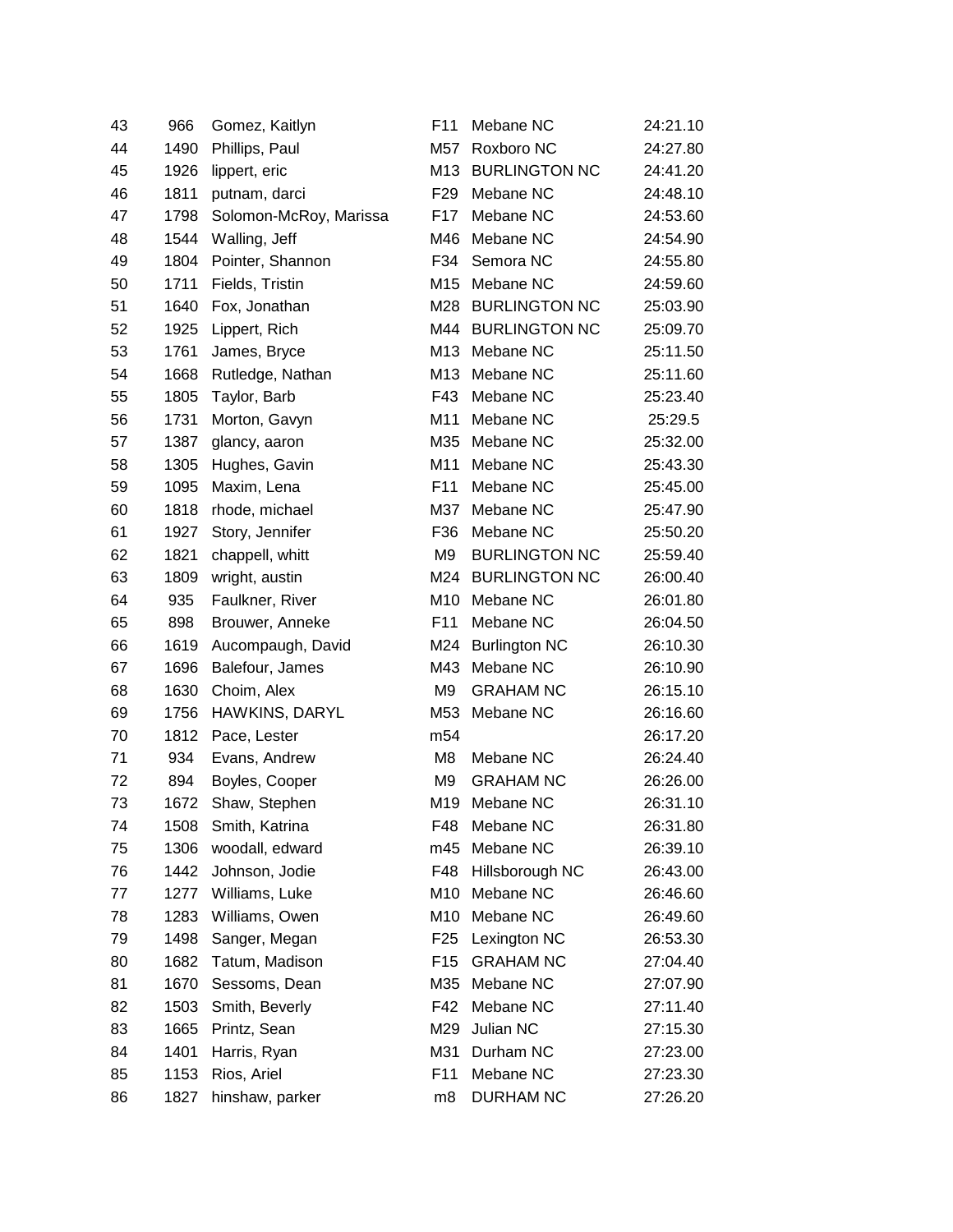| | | | | | |
|---|---|---|---|---|---|
| 43 | 966 | Gomez, Kaitlyn | F11 | Mebane NC | 24:21.10 |
| 44 | 1490 | Phillips, Paul | M57 | Roxboro NC | 24:27.80 |
| 45 | 1926 | lippert, eric | M13 | BURLINGTON NC | 24:41.20 |
| 46 | 1811 | putnam, darci | F29 | Mebane NC | 24:48.10 |
| 47 | 1798 | Solomon-McRoy, Marissa | F17 | Mebane NC | 24:53.60 |
| 48 | 1544 | Walling, Jeff | M46 | Mebane NC | 24:54.90 |
| 49 | 1804 | Pointer, Shannon | F34 | Semora NC | 24:55.80 |
| 50 | 1711 | Fields, Tristin | M15 | Mebane NC | 24:59.60 |
| 51 | 1640 | Fox, Jonathan | M28 | BURLINGTON NC | 25:03.90 |
| 52 | 1925 | Lippert, Rich | M44 | BURLINGTON NC | 25:09.70 |
| 53 | 1761 | James, Bryce | M13 | Mebane NC | 25:11.50 |
| 54 | 1668 | Rutledge, Nathan | M13 | Mebane NC | 25:11.60 |
| 55 | 1805 | Taylor, Barb | F43 | Mebane NC | 25:23.40 |
| 56 | 1731 | Morton, Gavyn | M11 | Mebane NC | 25:29.5 |
| 57 | 1387 | glancy, aaron | M35 | Mebane NC | 25:32.00 |
| 58 | 1305 | Hughes, Gavin | M11 | Mebane NC | 25:43.30 |
| 59 | 1095 | Maxim, Lena | F11 | Mebane NC | 25:45.00 |
| 60 | 1818 | rhode, michael | M37 | Mebane NC | 25:47.90 |
| 61 | 1927 | Story, Jennifer | F36 | Mebane NC | 25:50.20 |
| 62 | 1821 | chappell, whitt | M9 | BURLINGTON NC | 25:59.40 |
| 63 | 1809 | wright, austin | M24 | BURLINGTON NC | 26:00.40 |
| 64 | 935 | Faulkner, River | M10 | Mebane NC | 26:01.80 |
| 65 | 898 | Brouwer, Anneke | F11 | Mebane NC | 26:04.50 |
| 66 | 1619 | Aucompaugh, David | M24 | Burlington NC | 26:10.30 |
| 67 | 1696 | Balefour, James | M43 | Mebane NC | 26:10.90 |
| 68 | 1630 | Choim, Alex | M9 | GRAHAM NC | 26:15.10 |
| 69 | 1756 | HAWKINS, DARYL | M53 | Mebane NC | 26:16.60 |
| 70 | 1812 | Pace, Lester | m54 | | 26:17.20 |
| 71 | 934 | Evans, Andrew | M8 | Mebane NC | 26:24.40 |
| 72 | 894 | Boyles, Cooper | M9 | GRAHAM NC | 26:26.00 |
| 73 | 1672 | Shaw, Stephen | M19 | Mebane NC | 26:31.10 |
| 74 | 1508 | Smith, Katrina | F48 | Mebane NC | 26:31.80 |
| 75 | 1306 | woodall, edward | m45 | Mebane NC | 26:39.10 |
| 76 | 1442 | Johnson, Jodie | F48 | Hillsborough NC | 26:43.00 |
| 77 | 1277 | Williams, Luke | M10 | Mebane NC | 26:46.60 |
| 78 | 1283 | Williams, Owen | M10 | Mebane NC | 26:49.60 |
| 79 | 1498 | Sanger, Megan | F25 | Lexington NC | 26:53.30 |
| 80 | 1682 | Tatum, Madison | F15 | GRAHAM NC | 27:04.40 |
| 81 | 1670 | Sessoms, Dean | M35 | Mebane NC | 27:07.90 |
| 82 | 1503 | Smith, Beverly | F42 | Mebane NC | 27:11.40 |
| 83 | 1665 | Printz, Sean | M29 | Julian NC | 27:15.30 |
| 84 | 1401 | Harris, Ryan | M31 | Durham NC | 27:23.00 |
| 85 | 1153 | Rios, Ariel | F11 | Mebane NC | 27:23.30 |
| 86 | 1827 | hinshaw, parker | m8 | DURHAM NC | 27:26.20 |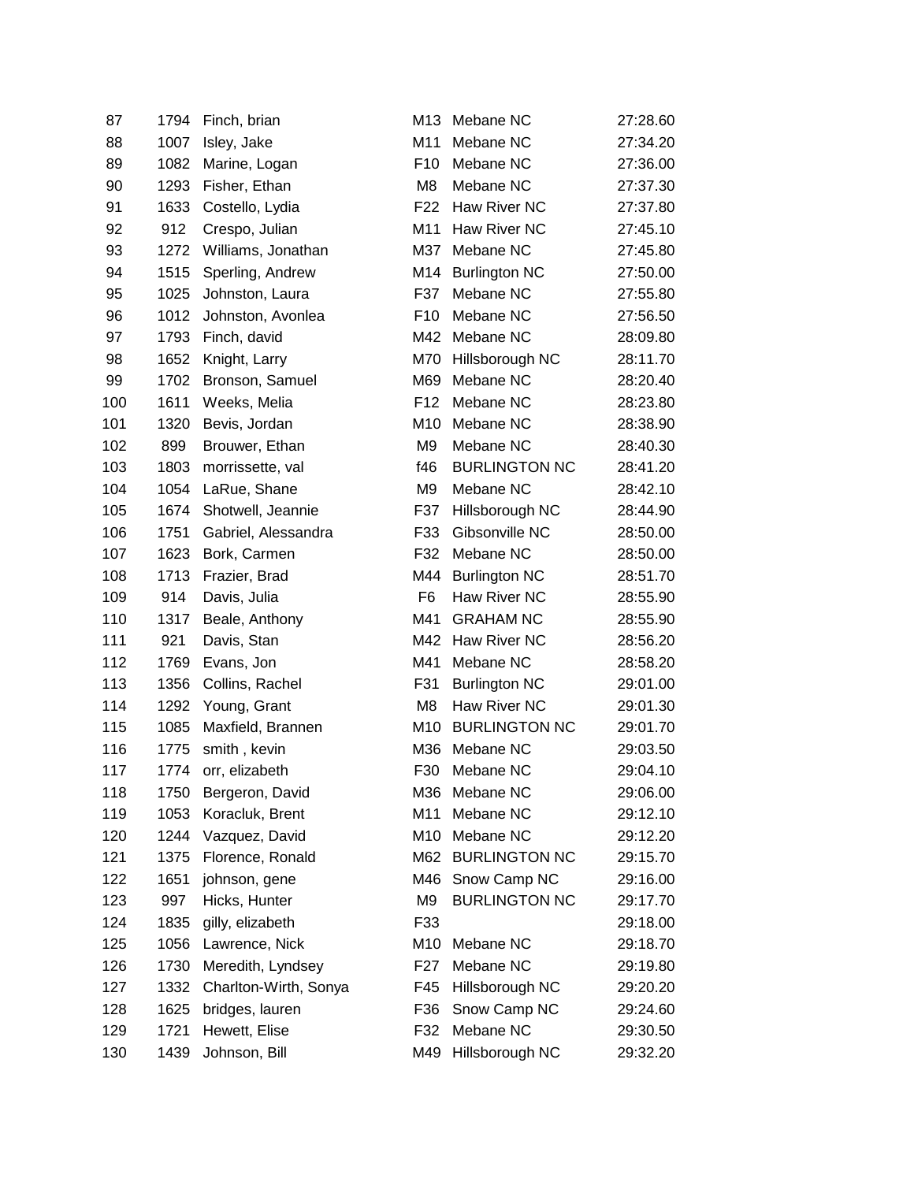| | | | | | |
|---|---|---|---|---|---|
| 87 | 1794 | Finch, brian | M13 | Mebane NC | 27:28.60 |
| 88 | 1007 | Isley, Jake | M11 | Mebane NC | 27:34.20 |
| 89 | 1082 | Marine, Logan | F10 | Mebane NC | 27:36.00 |
| 90 | 1293 | Fisher, Ethan | M8 | Mebane NC | 27:37.30 |
| 91 | 1633 | Costello, Lydia | F22 | Haw River NC | 27:37.80 |
| 92 | 912 | Crespo, Julian | M11 | Haw River NC | 27:45.10 |
| 93 | 1272 | Williams, Jonathan | M37 | Mebane NC | 27:45.80 |
| 94 | 1515 | Sperling, Andrew | M14 | Burlington NC | 27:50.00 |
| 95 | 1025 | Johnston, Laura | F37 | Mebane NC | 27:55.80 |
| 96 | 1012 | Johnston, Avonlea | F10 | Mebane NC | 27:56.50 |
| 97 | 1793 | Finch, david | M42 | Mebane NC | 28:09.80 |
| 98 | 1652 | Knight, Larry | M70 | Hillsborough NC | 28:11.70 |
| 99 | 1702 | Bronson, Samuel | M69 | Mebane NC | 28:20.40 |
| 100 | 1611 | Weeks, Melia | F12 | Mebane NC | 28:23.80 |
| 101 | 1320 | Bevis, Jordan | M10 | Mebane NC | 28:38.90 |
| 102 | 899 | Brouwer, Ethan | M9 | Mebane NC | 28:40.30 |
| 103 | 1803 | morrissette, val | f46 | BURLINGTON NC | 28:41.20 |
| 104 | 1054 | LaRue, Shane | M9 | Mebane NC | 28:42.10 |
| 105 | 1674 | Shotwell, Jeannie | F37 | Hillsborough NC | 28:44.90 |
| 106 | 1751 | Gabriel, Alessandra | F33 | Gibsonville NC | 28:50.00 |
| 107 | 1623 | Bork, Carmen | F32 | Mebane NC | 28:50.00 |
| 108 | 1713 | Frazier, Brad | M44 | Burlington NC | 28:51.70 |
| 109 | 914 | Davis, Julia | F6 | Haw River NC | 28:55.90 |
| 110 | 1317 | Beale, Anthony | M41 | GRAHAM NC | 28:55.90 |
| 111 | 921 | Davis, Stan | M42 | Haw River NC | 28:56.20 |
| 112 | 1769 | Evans, Jon | M41 | Mebane NC | 28:58.20 |
| 113 | 1356 | Collins, Rachel | F31 | Burlington NC | 29:01.00 |
| 114 | 1292 | Young, Grant | M8 | Haw River NC | 29:01.30 |
| 115 | 1085 | Maxfield, Brannen | M10 | BURLINGTON NC | 29:01.70 |
| 116 | 1775 | smith , kevin | M36 | Mebane NC | 29:03.50 |
| 117 | 1774 | orr, elizabeth | F30 | Mebane NC | 29:04.10 |
| 118 | 1750 | Bergeron, David | M36 | Mebane NC | 29:06.00 |
| 119 | 1053 | Koracluk, Brent | M11 | Mebane NC | 29:12.10 |
| 120 | 1244 | Vazquez, David | M10 | Mebane NC | 29:12.20 |
| 121 | 1375 | Florence, Ronald | M62 | BURLINGTON NC | 29:15.70 |
| 122 | 1651 | johnson, gene | M46 | Snow Camp NC | 29:16.00 |
| 123 | 997 | Hicks, Hunter | M9 | BURLINGTON NC | 29:17.70 |
| 124 | 1835 | gilly, elizabeth | F33 | | 29:18.00 |
| 125 | 1056 | Lawrence, Nick | M10 | Mebane NC | 29:18.70 |
| 126 | 1730 | Meredith, Lyndsey | F27 | Mebane NC | 29:19.80 |
| 127 | 1332 | Charlton-Wirth, Sonya | F45 | Hillsborough NC | 29:20.20 |
| 128 | 1625 | bridges, lauren | F36 | Snow Camp NC | 29:24.60 |
| 129 | 1721 | Hewett, Elise | F32 | Mebane NC | 29:30.50 |
| 130 | 1439 | Johnson, Bill | M49 | Hillsborough NC | 29:32.20 |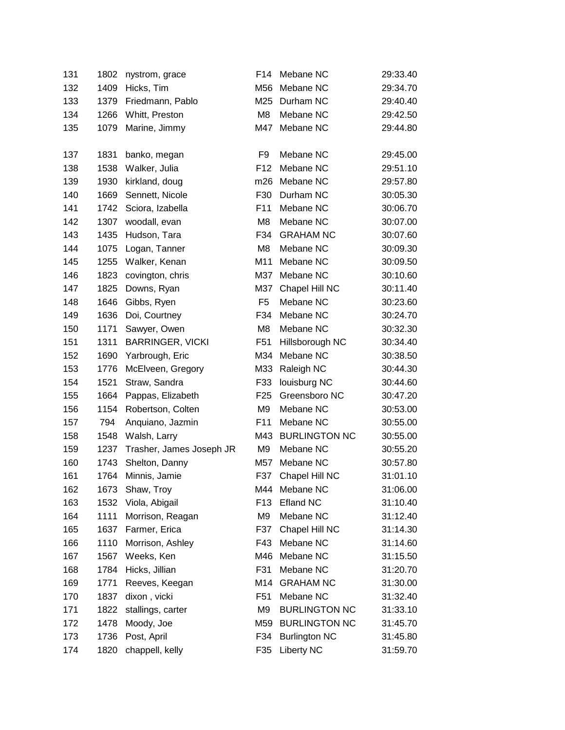| | | | | | |
|---|---|---|---|---|---|
| 131 | 1802 | nystrom, grace | F14 | Mebane NC | 29:33.40 |
| 132 | 1409 | Hicks, Tim | M56 | Mebane NC | 29:34.70 |
| 133 | 1379 | Friedmann, Pablo | M25 | Durham NC | 29:40.40 |
| 134 | 1266 | Whitt, Preston | M8 | Mebane NC | 29:42.50 |
| 135 | 1079 | Marine, Jimmy | M47 | Mebane NC | 29:44.80 |
| 137 | 1831 | banko, megan | F9 | Mebane NC | 29:45.00 |
| 138 | 1538 | Walker, Julia | F12 | Mebane NC | 29:51.10 |
| 139 | 1930 | kirkland, doug | m26 | Mebane NC | 29:57.80 |
| 140 | 1669 | Sennett, Nicole | F30 | Durham NC | 30:05.30 |
| 141 | 1742 | Sciora, Izabella | F11 | Mebane NC | 30:06.70 |
| 142 | 1307 | woodall, evan | M8 | Mebane NC | 30:07.00 |
| 143 | 1435 | Hudson, Tara | F34 | GRAHAM NC | 30:07.60 |
| 144 | 1075 | Logan, Tanner | M8 | Mebane NC | 30:09.30 |
| 145 | 1255 | Walker, Kenan | M11 | Mebane NC | 30:09.50 |
| 146 | 1823 | covington, chris | M37 | Mebane NC | 30:10.60 |
| 147 | 1825 | Downs, Ryan | M37 | Chapel Hill NC | 30:11.40 |
| 148 | 1646 | Gibbs, Ryen | F5 | Mebane NC | 30:23.60 |
| 149 | 1636 | Doi, Courtney | F34 | Mebane NC | 30:24.70 |
| 150 | 1171 | Sawyer, Owen | M8 | Mebane NC | 30:32.30 |
| 151 | 1311 | BARRINGER, VICKI | F51 | Hillsborough NC | 30:34.40 |
| 152 | 1690 | Yarbrough, Eric | M34 | Mebane NC | 30:38.50 |
| 153 | 1776 | McElveen, Gregory | M33 | Raleigh NC | 30:44.30 |
| 154 | 1521 | Straw, Sandra | F33 | louisburg NC | 30:44.60 |
| 155 | 1664 | Pappas, Elizabeth | F25 | Greensboro NC | 30:47.20 |
| 156 | 1154 | Robertson, Colten | M9 | Mebane NC | 30:53.00 |
| 157 | 794 | Anquiano, Jazmin | F11 | Mebane NC | 30:55.00 |
| 158 | 1548 | Walsh, Larry | M43 | BURLINGTON NC | 30:55.00 |
| 159 | 1237 | Trasher, James Joseph JR | M9 | Mebane NC | 30:55.20 |
| 160 | 1743 | Shelton, Danny | M57 | Mebane NC | 30:57.80 |
| 161 | 1764 | Minnis, Jamie | F37 | Chapel Hill NC | 31:01.10 |
| 162 | 1673 | Shaw, Troy | M44 | Mebane NC | 31:06.00 |
| 163 | 1532 | Viola, Abigail | F13 | Efland NC | 31:10.40 |
| 164 | 1111 | Morrison, Reagan | M9 | Mebane NC | 31:12.40 |
| 165 | 1637 | Farmer, Erica | F37 | Chapel Hill NC | 31:14.30 |
| 166 | 1110 | Morrison, Ashley | F43 | Mebane NC | 31:14.60 |
| 167 | 1567 | Weeks, Ken | M46 | Mebane NC | 31:15.50 |
| 168 | 1784 | Hicks, Jillian | F31 | Mebane NC | 31:20.70 |
| 169 | 1771 | Reeves, Keegan | M14 | GRAHAM NC | 31:30.00 |
| 170 | 1837 | dixon , vicki | F51 | Mebane NC | 31:32.40 |
| 171 | 1822 | stallings, carter | M9 | BURLINGTON NC | 31:33.10 |
| 172 | 1478 | Moody, Joe | M59 | BURLINGTON NC | 31:45.70 |
| 173 | 1736 | Post, April | F34 | Burlington NC | 31:45.80 |
| 174 | 1820 | chappell, kelly | F35 | Liberty NC | 31:59.70 |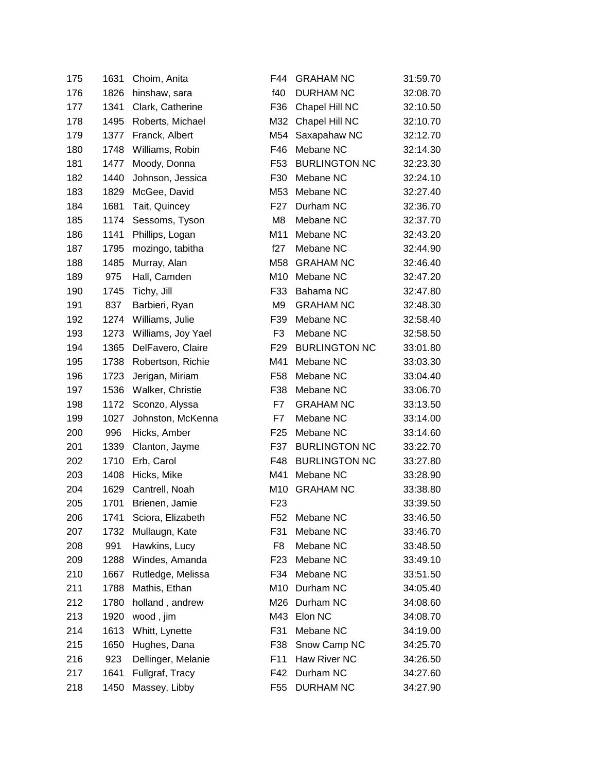| | | | | | |
|---|---|---|---|---|---|
| 175 | 1631 | Choim, Anita | F44 | GRAHAM NC | 31:59.70 |
| 176 | 1826 | hinshaw, sara | f40 | DURHAM NC | 32:08.70 |
| 177 | 1341 | Clark, Catherine | F36 | Chapel Hill NC | 32:10.50 |
| 178 | 1495 | Roberts, Michael | M32 | Chapel Hill NC | 32:10.70 |
| 179 | 1377 | Franck, Albert | M54 | Saxapahaw NC | 32:12.70 |
| 180 | 1748 | Williams, Robin | F46 | Mebane NC | 32:14.30 |
| 181 | 1477 | Moody, Donna | F53 | BURLINGTON NC | 32:23.30 |
| 182 | 1440 | Johnson, Jessica | F30 | Mebane NC | 32:24.10 |
| 183 | 1829 | McGee, David | M53 | Mebane NC | 32:27.40 |
| 184 | 1681 | Tait, Quincey | F27 | Durham NC | 32:36.70 |
| 185 | 1174 | Sessoms, Tyson | M8 | Mebane NC | 32:37.70 |
| 186 | 1141 | Phillips, Logan | M11 | Mebane NC | 32:43.20 |
| 187 | 1795 | mozingo, tabitha | f27 | Mebane NC | 32:44.90 |
| 188 | 1485 | Murray, Alan | M58 | GRAHAM NC | 32:46.40 |
| 189 | 975 | Hall, Camden | M10 | Mebane NC | 32:47.20 |
| 190 | 1745 | Tichy, Jill | F33 | Bahama NC | 32:47.80 |
| 191 | 837 | Barbieri, Ryan | M9 | GRAHAM NC | 32:48.30 |
| 192 | 1274 | Williams, Julie | F39 | Mebane NC | 32:58.40 |
| 193 | 1273 | Williams, Joy Yael | F3 | Mebane NC | 32:58.50 |
| 194 | 1365 | DelFavero, Claire | F29 | BURLINGTON NC | 33:01.80 |
| 195 | 1738 | Robertson, Richie | M41 | Mebane NC | 33:03.30 |
| 196 | 1723 | Jerigan, Miriam | F58 | Mebane NC | 33:04.40 |
| 197 | 1536 | Walker, Christie | F38 | Mebane NC | 33:06.70 |
| 198 | 1172 | Sconzo, Alyssa | F7 | GRAHAM NC | 33:13.50 |
| 199 | 1027 | Johnston, McKenna | F7 | Mebane NC | 33:14.00 |
| 200 | 996 | Hicks, Amber | F25 | Mebane NC | 33:14.60 |
| 201 | 1339 | Clanton, Jayme | F37 | BURLINGTON NC | 33:22.70 |
| 202 | 1710 | Erb, Carol | F48 | BURLINGTON NC | 33:27.80 |
| 203 | 1408 | Hicks, Mike | M41 | Mebane NC | 33:28.90 |
| 204 | 1629 | Cantrell, Noah | M10 | GRAHAM NC | 33:38.80 |
| 205 | 1701 | Brienen, Jamie | F23 | | 33:39.50 |
| 206 | 1741 | Sciora, Elizabeth | F52 | Mebane NC | 33:46.50 |
| 207 | 1732 | Mullaugn, Kate | F31 | Mebane NC | 33:46.70 |
| 208 | 991 | Hawkins, Lucy | F8 | Mebane NC | 33:48.50 |
| 209 | 1288 | Windes, Amanda | F23 | Mebane NC | 33:49.10 |
| 210 | 1667 | Rutledge, Melissa | F34 | Mebane NC | 33:51.50 |
| 211 | 1788 | Mathis, Ethan | M10 | Durham NC | 34:05.40 |
| 212 | 1780 | holland , andrew | M26 | Durham NC | 34:08.60 |
| 213 | 1920 | wood , jim | M43 | Elon NC | 34:08.70 |
| 214 | 1613 | Whitt, Lynette | F31 | Mebane NC | 34:19.00 |
| 215 | 1650 | Hughes, Dana | F38 | Snow Camp NC | 34:25.70 |
| 216 | 923 | Dellinger, Melanie | F11 | Haw River NC | 34:26.50 |
| 217 | 1641 | Fullgraf, Tracy | F42 | Durham NC | 34:27.60 |
| 218 | 1450 | Massey, Libby | F55 | DURHAM NC | 34:27.90 |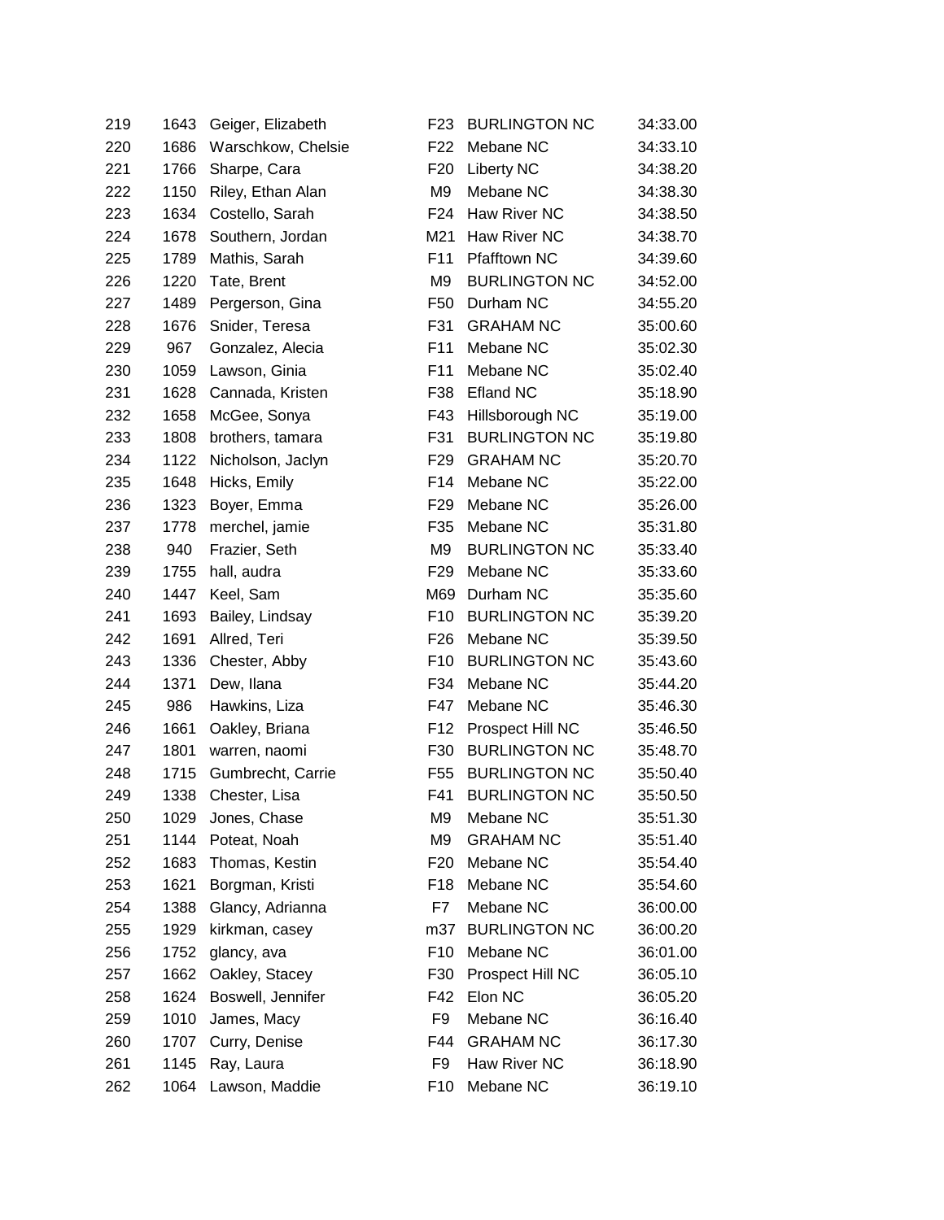| | | | | | |
|---|---|---|---|---|---|
| 219 | 1643 | Geiger, Elizabeth | F23 | BURLINGTON NC | 34:33.00 |
| 220 | 1686 | Warschkow, Chelsie | F22 | Mebane NC | 34:33.10 |
| 221 | 1766 | Sharpe, Cara | F20 | Liberty NC | 34:38.20 |
| 222 | 1150 | Riley, Ethan Alan | M9 | Mebane NC | 34:38.30 |
| 223 | 1634 | Costello, Sarah | F24 | Haw River NC | 34:38.50 |
| 224 | 1678 | Southern, Jordan | M21 | Haw River NC | 34:38.70 |
| 225 | 1789 | Mathis, Sarah | F11 | Pfafftown NC | 34:39.60 |
| 226 | 1220 | Tate, Brent | M9 | BURLINGTON NC | 34:52.00 |
| 227 | 1489 | Pergerson, Gina | F50 | Durham NC | 34:55.20 |
| 228 | 1676 | Snider, Teresa | F31 | GRAHAM NC | 35:00.60 |
| 229 | 967 | Gonzalez, Alecia | F11 | Mebane NC | 35:02.30 |
| 230 | 1059 | Lawson, Ginia | F11 | Mebane NC | 35:02.40 |
| 231 | 1628 | Cannada, Kristen | F38 | Efland NC | 35:18.90 |
| 232 | 1658 | McGee, Sonya | F43 | Hillsborough NC | 35:19.00 |
| 233 | 1808 | brothers, tamara | F31 | BURLINGTON NC | 35:19.80 |
| 234 | 1122 | Nicholson, Jaclyn | F29 | GRAHAM NC | 35:20.70 |
| 235 | 1648 | Hicks, Emily | F14 | Mebane NC | 35:22.00 |
| 236 | 1323 | Boyer, Emma | F29 | Mebane NC | 35:26.00 |
| 237 | 1778 | merchel, jamie | F35 | Mebane NC | 35:31.80 |
| 238 | 940 | Frazier, Seth | M9 | BURLINGTON NC | 35:33.40 |
| 239 | 1755 | hall, audra | F29 | Mebane NC | 35:33.60 |
| 240 | 1447 | Keel, Sam | M69 | Durham NC | 35:35.60 |
| 241 | 1693 | Bailey, Lindsay | F10 | BURLINGTON NC | 35:39.20 |
| 242 | 1691 | Allred, Teri | F26 | Mebane NC | 35:39.50 |
| 243 | 1336 | Chester, Abby | F10 | BURLINGTON NC | 35:43.60 |
| 244 | 1371 | Dew, Ilana | F34 | Mebane NC | 35:44.20 |
| 245 | 986 | Hawkins, Liza | F47 | Mebane NC | 35:46.30 |
| 246 | 1661 | Oakley, Briana | F12 | Prospect Hill NC | 35:46.50 |
| 247 | 1801 | warren, naomi | F30 | BURLINGTON NC | 35:48.70 |
| 248 | 1715 | Gumbrecht, Carrie | F55 | BURLINGTON NC | 35:50.40 |
| 249 | 1338 | Chester, Lisa | F41 | BURLINGTON NC | 35:50.50 |
| 250 | 1029 | Jones, Chase | M9 | Mebane NC | 35:51.30 |
| 251 | 1144 | Poteat, Noah | M9 | GRAHAM NC | 35:51.40 |
| 252 | 1683 | Thomas, Kestin | F20 | Mebane NC | 35:54.40 |
| 253 | 1621 | Borgman, Kristi | F18 | Mebane NC | 35:54.60 |
| 254 | 1388 | Glancy, Adrianna | F7 | Mebane NC | 36:00.00 |
| 255 | 1929 | kirkman, casey | m37 | BURLINGTON NC | 36:00.20 |
| 256 | 1752 | glancy, ava | F10 | Mebane NC | 36:01.00 |
| 257 | 1662 | Oakley, Stacey | F30 | Prospect Hill NC | 36:05.10 |
| 258 | 1624 | Boswell, Jennifer | F42 | Elon NC | 36:05.20 |
| 259 | 1010 | James, Macy | F9 | Mebane NC | 36:16.40 |
| 260 | 1707 | Curry, Denise | F44 | GRAHAM NC | 36:17.30 |
| 261 | 1145 | Ray, Laura | F9 | Haw River NC | 36:18.90 |
| 262 | 1064 | Lawson, Maddie | F10 | Mebane NC | 36:19.10 |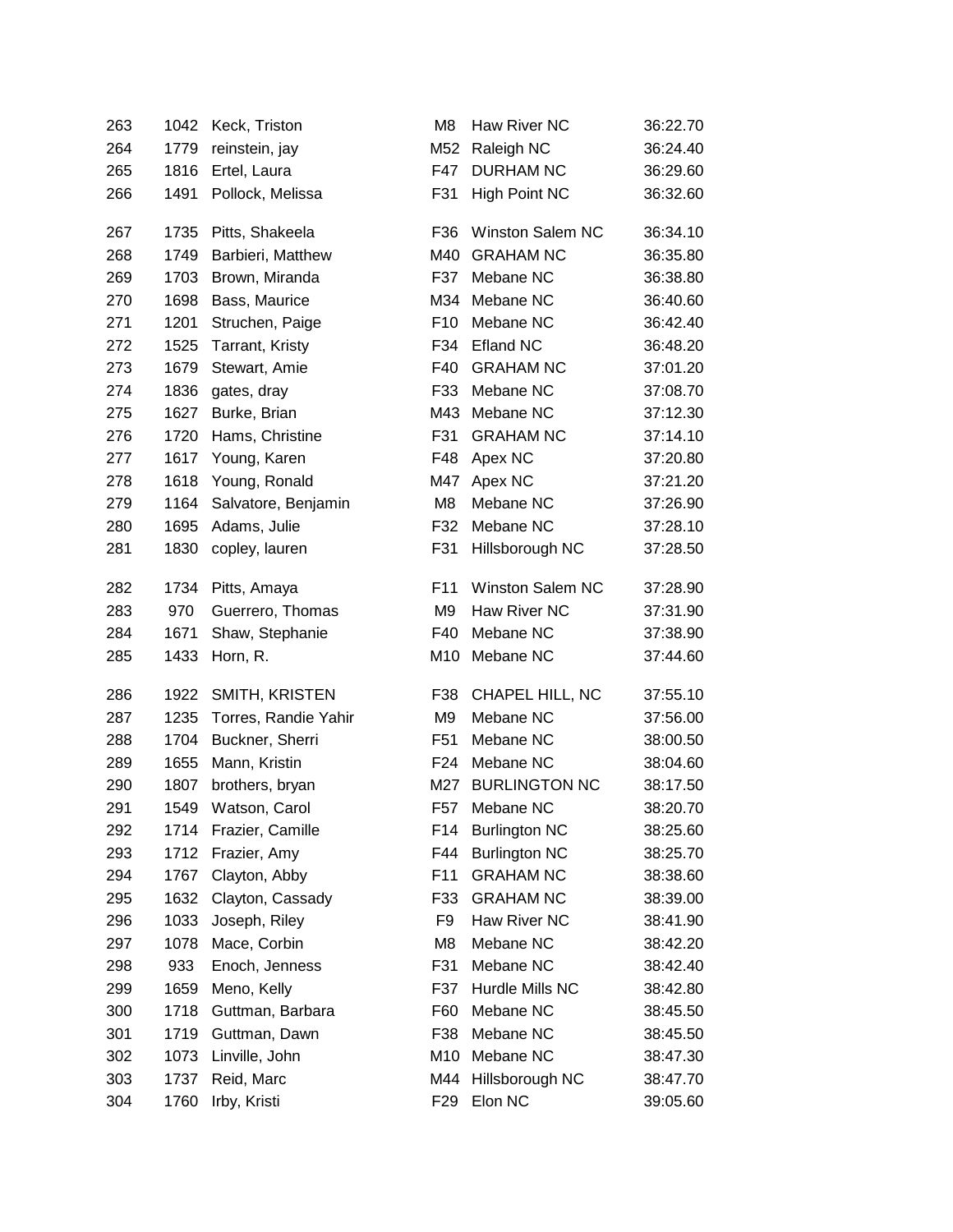| | | | | | |
|---|---|---|---|---|---|
| 263 | 1042 | Keck, Triston | M8 | Haw River NC | 36:22.70 |
| 264 | 1779 | reinstein, jay | M52 | Raleigh NC | 36:24.40 |
| 265 | 1816 | Ertel, Laura | F47 | DURHAM NC | 36:29.60 |
| 266 | 1491 | Pollock, Melissa | F31 | High Point NC | 36:32.60 |
| 267 | 1735 | Pitts, Shakeela | F36 | Winston Salem NC | 36:34.10 |
| 268 | 1749 | Barbieri, Matthew | M40 | GRAHAM NC | 36:35.80 |
| 269 | 1703 | Brown, Miranda | F37 | Mebane NC | 36:38.80 |
| 270 | 1698 | Bass, Maurice | M34 | Mebane NC | 36:40.60 |
| 271 | 1201 | Struchen, Paige | F10 | Mebane NC | 36:42.40 |
| 272 | 1525 | Tarrant, Kristy | F34 | Efland NC | 36:48.20 |
| 273 | 1679 | Stewart, Amie | F40 | GRAHAM NC | 37:01.20 |
| 274 | 1836 | gates, dray | F33 | Mebane NC | 37:08.70 |
| 275 | 1627 | Burke, Brian | M43 | Mebane NC | 37:12.30 |
| 276 | 1720 | Hams, Christine | F31 | GRAHAM NC | 37:14.10 |
| 277 | 1617 | Young, Karen | F48 | Apex NC | 37:20.80 |
| 278 | 1618 | Young, Ronald | M47 | Apex NC | 37:21.20 |
| 279 | 1164 | Salvatore, Benjamin | M8 | Mebane NC | 37:26.90 |
| 280 | 1695 | Adams, Julie | F32 | Mebane NC | 37:28.10 |
| 281 | 1830 | copley, lauren | F31 | Hillsborough NC | 37:28.50 |
| 282 | 1734 | Pitts, Amaya | F11 | Winston Salem NC | 37:28.90 |
| 283 | 970 | Guerrero, Thomas | M9 | Haw River NC | 37:31.90 |
| 284 | 1671 | Shaw, Stephanie | F40 | Mebane NC | 37:38.90 |
| 285 | 1433 | Horn, R. | M10 | Mebane NC | 37:44.60 |
| 286 | 1922 | SMITH, KRISTEN | F38 | CHAPEL HILL, NC | 37:55.10 |
| 287 | 1235 | Torres, Randie Yahir | M9 | Mebane NC | 37:56.00 |
| 288 | 1704 | Buckner, Sherri | F51 | Mebane NC | 38:00.50 |
| 289 | 1655 | Mann, Kristin | F24 | Mebane NC | 38:04.60 |
| 290 | 1807 | brothers, bryan | M27 | BURLINGTON NC | 38:17.50 |
| 291 | 1549 | Watson, Carol | F57 | Mebane NC | 38:20.70 |
| 292 | 1714 | Frazier, Camille | F14 | Burlington NC | 38:25.60 |
| 293 | 1712 | Frazier, Amy | F44 | Burlington NC | 38:25.70 |
| 294 | 1767 | Clayton, Abby | F11 | GRAHAM NC | 38:38.60 |
| 295 | 1632 | Clayton, Cassady | F33 | GRAHAM NC | 38:39.00 |
| 296 | 1033 | Joseph, Riley | F9 | Haw River NC | 38:41.90 |
| 297 | 1078 | Mace, Corbin | M8 | Mebane NC | 38:42.20 |
| 298 | 933 | Enoch, Jenness | F31 | Mebane NC | 38:42.40 |
| 299 | 1659 | Meno, Kelly | F37 | Hurdle Mills NC | 38:42.80 |
| 300 | 1718 | Guttman, Barbara | F60 | Mebane NC | 38:45.50 |
| 301 | 1719 | Guttman, Dawn | F38 | Mebane NC | 38:45.50 |
| 302 | 1073 | Linville, John | M10 | Mebane NC | 38:47.30 |
| 303 | 1737 | Reid, Marc | M44 | Hillsborough NC | 38:47.70 |
| 304 | 1760 | Irby, Kristi | F29 | Elon NC | 39:05.60 |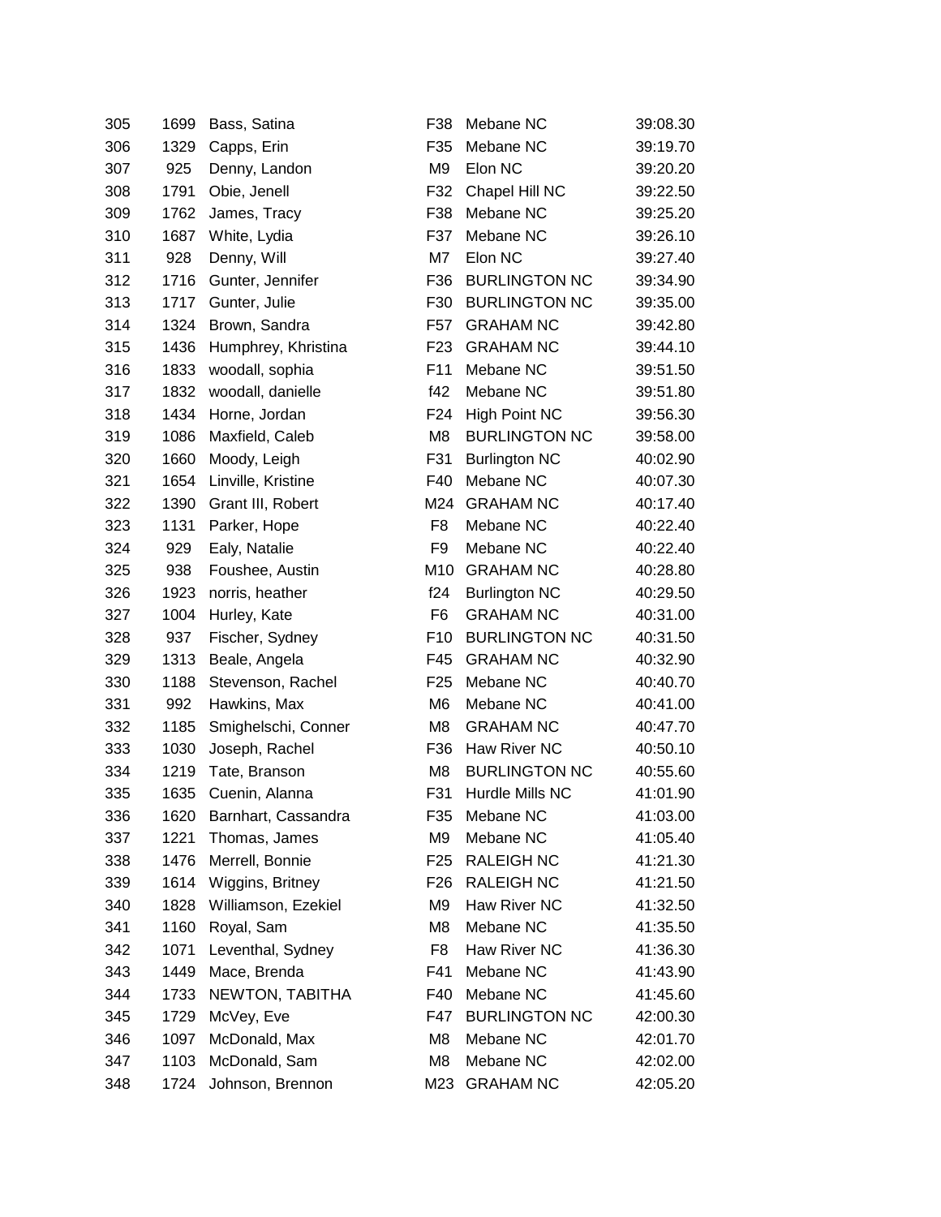| | | | | | |
|---|---|---|---|---|---|
| 305 | 1699 | Bass, Satina | F38 | Mebane NC | 39:08.30 |
| 306 | 1329 | Capps, Erin | F35 | Mebane NC | 39:19.70 |
| 307 | 925 | Denny, Landon | M9 | Elon NC | 39:20.20 |
| 308 | 1791 | Obie, Jenell | F32 | Chapel Hill NC | 39:22.50 |
| 309 | 1762 | James, Tracy | F38 | Mebane NC | 39:25.20 |
| 310 | 1687 | White, Lydia | F37 | Mebane NC | 39:26.10 |
| 311 | 928 | Denny, Will | M7 | Elon NC | 39:27.40 |
| 312 | 1716 | Gunter, Jennifer | F36 | BURLINGTON NC | 39:34.90 |
| 313 | 1717 | Gunter, Julie | F30 | BURLINGTON NC | 39:35.00 |
| 314 | 1324 | Brown, Sandra | F57 | GRAHAM NC | 39:42.80 |
| 315 | 1436 | Humphrey, Khristina | F23 | GRAHAM NC | 39:44.10 |
| 316 | 1833 | woodall, sophia | F11 | Mebane NC | 39:51.50 |
| 317 | 1832 | woodall, danielle | f42 | Mebane NC | 39:51.80 |
| 318 | 1434 | Horne, Jordan | F24 | High Point NC | 39:56.30 |
| 319 | 1086 | Maxfield, Caleb | M8 | BURLINGTON NC | 39:58.00 |
| 320 | 1660 | Moody, Leigh | F31 | Burlington NC | 40:02.90 |
| 321 | 1654 | Linville, Kristine | F40 | Mebane NC | 40:07.30 |
| 322 | 1390 | Grant III, Robert | M24 | GRAHAM NC | 40:17.40 |
| 323 | 1131 | Parker, Hope | F8 | Mebane NC | 40:22.40 |
| 324 | 929 | Ealy, Natalie | F9 | Mebane NC | 40:22.40 |
| 325 | 938 | Foushee, Austin | M10 | GRAHAM NC | 40:28.80 |
| 326 | 1923 | norris, heather | f24 | Burlington NC | 40:29.50 |
| 327 | 1004 | Hurley, Kate | F6 | GRAHAM NC | 40:31.00 |
| 328 | 937 | Fischer, Sydney | F10 | BURLINGTON NC | 40:31.50 |
| 329 | 1313 | Beale, Angela | F45 | GRAHAM NC | 40:32.90 |
| 330 | 1188 | Stevenson, Rachel | F25 | Mebane NC | 40:40.70 |
| 331 | 992 | Hawkins, Max | M6 | Mebane NC | 40:41.00 |
| 332 | 1185 | Smighelschi, Conner | M8 | GRAHAM NC | 40:47.70 |
| 333 | 1030 | Joseph, Rachel | F36 | Haw River NC | 40:50.10 |
| 334 | 1219 | Tate, Branson | M8 | BURLINGTON NC | 40:55.60 |
| 335 | 1635 | Cuenin, Alanna | F31 | Hurdle Mills NC | 41:01.90 |
| 336 | 1620 | Barnhart, Cassandra | F35 | Mebane NC | 41:03.00 |
| 337 | 1221 | Thomas, James | M9 | Mebane NC | 41:05.40 |
| 338 | 1476 | Merrell, Bonnie | F25 | RALEIGH NC | 41:21.30 |
| 339 | 1614 | Wiggins, Britney | F26 | RALEIGH NC | 41:21.50 |
| 340 | 1828 | Williamson, Ezekiel | M9 | Haw River NC | 41:32.50 |
| 341 | 1160 | Royal, Sam | M8 | Mebane NC | 41:35.50 |
| 342 | 1071 | Leventhal, Sydney | F8 | Haw River NC | 41:36.30 |
| 343 | 1449 | Mace, Brenda | F41 | Mebane NC | 41:43.90 |
| 344 | 1733 | NEWTON, TABITHA | F40 | Mebane NC | 41:45.60 |
| 345 | 1729 | McVey, Eve | F47 | BURLINGTON NC | 42:00.30 |
| 346 | 1097 | McDonald, Max | M8 | Mebane NC | 42:01.70 |
| 347 | 1103 | McDonald, Sam | M8 | Mebane NC | 42:02.00 |
| 348 | 1724 | Johnson, Brennon | M23 | GRAHAM NC | 42:05.20 |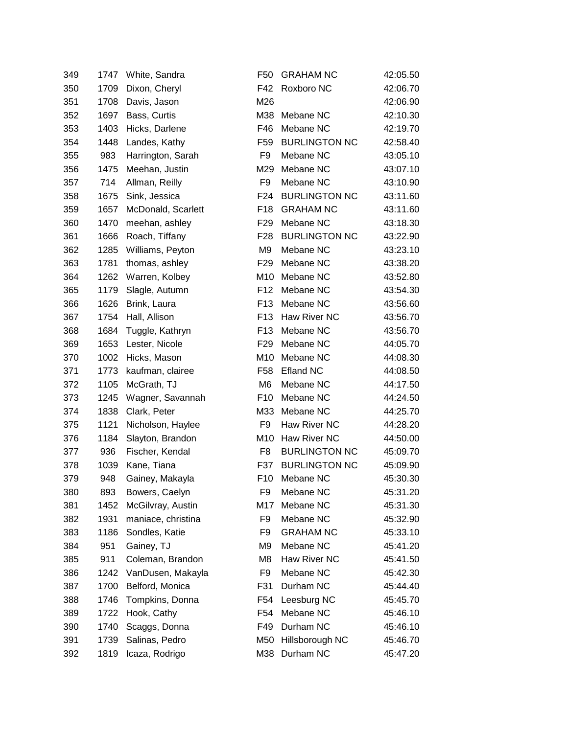| | | | | | |
|---|---|---|---|---|---|
| 349 | 1747 | White, Sandra | F50 | GRAHAM NC | 42:05.50 |
| 350 | 1709 | Dixon, Cheryl | F42 | Roxboro NC | 42:06.70 |
| 351 | 1708 | Davis, Jason | M26 | | 42:06.90 |
| 352 | 1697 | Bass, Curtis | M38 | Mebane NC | 42:10.30 |
| 353 | 1403 | Hicks, Darlene | F46 | Mebane NC | 42:19.70 |
| 354 | 1448 | Landes, Kathy | F59 | BURLINGTON NC | 42:58.40 |
| 355 | 983 | Harrington, Sarah | F9 | Mebane NC | 43:05.10 |
| 356 | 1475 | Meehan, Justin | M29 | Mebane NC | 43:07.10 |
| 357 | 714 | Allman, Reilly | F9 | Mebane NC | 43:10.90 |
| 358 | 1675 | Sink, Jessica | F24 | BURLINGTON NC | 43:11.60 |
| 359 | 1657 | McDonald, Scarlett | F18 | GRAHAM NC | 43:11.60 |
| 360 | 1470 | meehan, ashley | F29 | Mebane NC | 43:18.30 |
| 361 | 1666 | Roach, Tiffany | F28 | BURLINGTON NC | 43:22.90 |
| 362 | 1285 | Williams, Peyton | M9 | Mebane NC | 43:23.10 |
| 363 | 1781 | thomas, ashley | F29 | Mebane NC | 43:38.20 |
| 364 | 1262 | Warren, Kolbey | M10 | Mebane NC | 43:52.80 |
| 365 | 1179 | Slagle, Autumn | F12 | Mebane NC | 43:54.30 |
| 366 | 1626 | Brink, Laura | F13 | Mebane NC | 43:56.60 |
| 367 | 1754 | Hall, Allison | F13 | Haw River NC | 43:56.70 |
| 368 | 1684 | Tuggle, Kathryn | F13 | Mebane NC | 43:56.70 |
| 369 | 1653 | Lester, Nicole | F29 | Mebane NC | 44:05.70 |
| 370 | 1002 | Hicks, Mason | M10 | Mebane NC | 44:08.30 |
| 371 | 1773 | kaufman, clairee | F58 | Efland NC | 44:08.50 |
| 372 | 1105 | McGrath, TJ | M6 | Mebane NC | 44:17.50 |
| 373 | 1245 | Wagner, Savannah | F10 | Mebane NC | 44:24.50 |
| 374 | 1838 | Clark, Peter | M33 | Mebane NC | 44:25.70 |
| 375 | 1121 | Nicholson, Haylee | F9 | Haw River NC | 44:28.20 |
| 376 | 1184 | Slayton, Brandon | M10 | Haw River NC | 44:50.00 |
| 377 | 936 | Fischer, Kendal | F8 | BURLINGTON NC | 45:09.70 |
| 378 | 1039 | Kane, Tiana | F37 | BURLINGTON NC | 45:09.90 |
| 379 | 948 | Gainey, Makayla | F10 | Mebane NC | 45:30.30 |
| 380 | 893 | Bowers, Caelyn | F9 | Mebane NC | 45:31.20 |
| 381 | 1452 | McGilvray, Austin | M17 | Mebane NC | 45:31.30 |
| 382 | 1931 | maniace, christina | F9 | Mebane NC | 45:32.90 |
| 383 | 1186 | Sondles, Katie | F9 | GRAHAM NC | 45:33.10 |
| 384 | 951 | Gainey, TJ | M9 | Mebane NC | 45:41.20 |
| 385 | 911 | Coleman, Brandon | M8 | Haw River NC | 45:41.50 |
| 386 | 1242 | VanDusen, Makayla | F9 | Mebane NC | 45:42.30 |
| 387 | 1700 | Belford, Monica | F31 | Durham NC | 45:44.40 |
| 388 | 1746 | Tompkins, Donna | F54 | Leesburg NC | 45:45.70 |
| 389 | 1722 | Hook, Cathy | F54 | Mebane NC | 45:46.10 |
| 390 | 1740 | Scaggs, Donna | F49 | Durham NC | 45:46.10 |
| 391 | 1739 | Salinas, Pedro | M50 | Hillsborough NC | 45:46.70 |
| 392 | 1819 | Icaza, Rodrigo | M38 | Durham NC | 45:47.20 |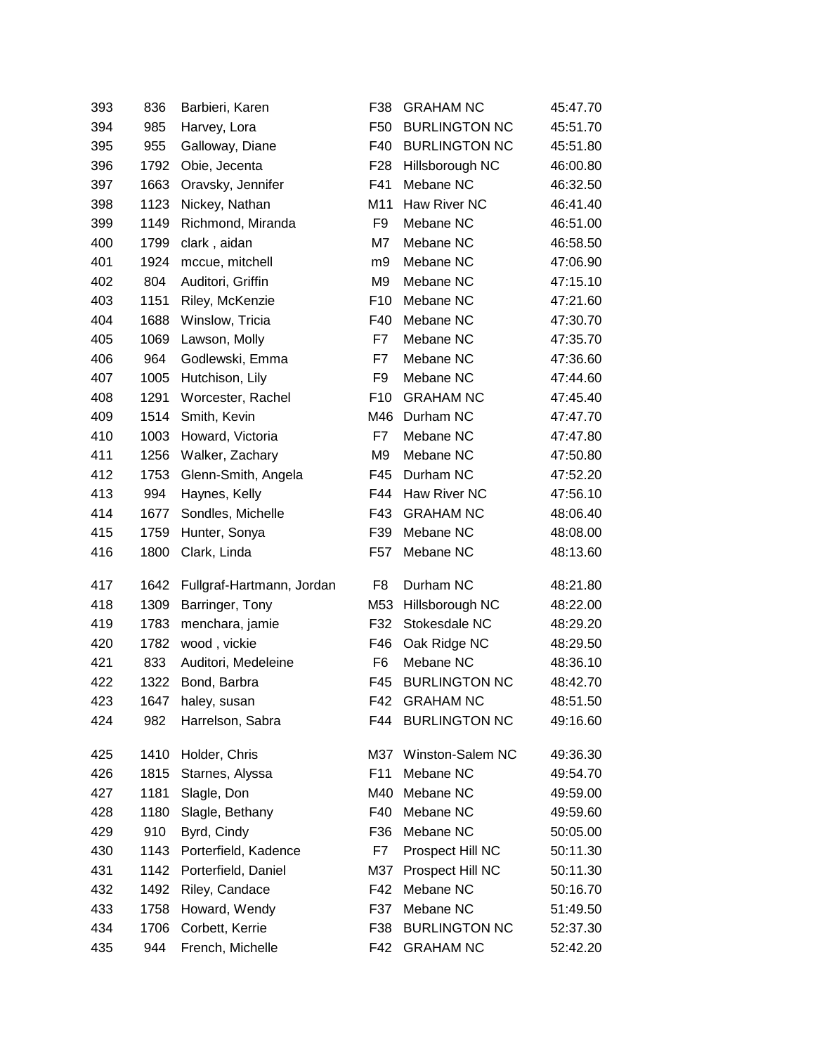| | | | | | |
|---|---|---|---|---|---|
| 393 | 836 | Barbieri, Karen | F38 | GRAHAM NC | 45:47.70 |
| 394 | 985 | Harvey, Lora | F50 | BURLINGTON NC | 45:51.70 |
| 395 | 955 | Galloway, Diane | F40 | BURLINGTON NC | 45:51.80 |
| 396 | 1792 | Obie, Jecenta | F28 | Hillsborough NC | 46:00.80 |
| 397 | 1663 | Oravsky, Jennifer | F41 | Mebane NC | 46:32.50 |
| 398 | 1123 | Nickey, Nathan | M11 | Haw River NC | 46:41.40 |
| 399 | 1149 | Richmond, Miranda | F9 | Mebane NC | 46:51.00 |
| 400 | 1799 | clark , aidan | M7 | Mebane NC | 46:58.50 |
| 401 | 1924 | mccue, mitchell | m9 | Mebane NC | 47:06.90 |
| 402 | 804 | Auditori, Griffin | M9 | Mebane NC | 47:15.10 |
| 403 | 1151 | Riley, McKenzie | F10 | Mebane NC | 47:21.60 |
| 404 | 1688 | Winslow, Tricia | F40 | Mebane NC | 47:30.70 |
| 405 | 1069 | Lawson, Molly | F7 | Mebane NC | 47:35.70 |
| 406 | 964 | Godlewski, Emma | F7 | Mebane NC | 47:36.60 |
| 407 | 1005 | Hutchison, Lily | F9 | Mebane NC | 47:44.60 |
| 408 | 1291 | Worcester, Rachel | F10 | GRAHAM NC | 47:45.40 |
| 409 | 1514 | Smith, Kevin | M46 | Durham NC | 47:47.70 |
| 410 | 1003 | Howard, Victoria | F7 | Mebane NC | 47:47.80 |
| 411 | 1256 | Walker, Zachary | M9 | Mebane NC | 47:50.80 |
| 412 | 1753 | Glenn-Smith, Angela | F45 | Durham NC | 47:52.20 |
| 413 | 994 | Haynes, Kelly | F44 | Haw River NC | 47:56.10 |
| 414 | 1677 | Sondles, Michelle | F43 | GRAHAM NC | 48:06.40 |
| 415 | 1759 | Hunter, Sonya | F39 | Mebane NC | 48:08.00 |
| 416 | 1800 | Clark, Linda | F57 | Mebane NC | 48:13.60 |
| 417 | 1642 | Fullgraf-Hartmann, Jordan | F8 | Durham NC | 48:21.80 |
| 418 | 1309 | Barringer, Tony | M53 | Hillsborough NC | 48:22.00 |
| 419 | 1783 | menchara, jamie | F32 | Stokesdale NC | 48:29.20 |
| 420 | 1782 | wood , vickie | F46 | Oak Ridge NC | 48:29.50 |
| 421 | 833 | Auditori, Medeleine | F6 | Mebane NC | 48:36.10 |
| 422 | 1322 | Bond, Barbra | F45 | BURLINGTON NC | 48:42.70 |
| 423 | 1647 | haley, susan | F42 | GRAHAM NC | 48:51.50 |
| 424 | 982 | Harrelson, Sabra | F44 | BURLINGTON NC | 49:16.60 |
| 425 | 1410 | Holder, Chris | M37 | Winston-Salem NC | 49:36.30 |
| 426 | 1815 | Starnes, Alyssa | F11 | Mebane NC | 49:54.70 |
| 427 | 1181 | Slagle, Don | M40 | Mebane NC | 49:59.00 |
| 428 | 1180 | Slagle, Bethany | F40 | Mebane NC | 49:59.60 |
| 429 | 910 | Byrd, Cindy | F36 | Mebane NC | 50:05.00 |
| 430 | 1143 | Porterfield, Kadence | F7 | Prospect Hill NC | 50:11.30 |
| 431 | 1142 | Porterfield, Daniel | M37 | Prospect Hill NC | 50:11.30 |
| 432 | 1492 | Riley, Candace | F42 | Mebane NC | 50:16.70 |
| 433 | 1758 | Howard, Wendy | F37 | Mebane NC | 51:49.50 |
| 434 | 1706 | Corbett, Kerrie | F38 | BURLINGTON NC | 52:37.30 |
| 435 | 944 | French, Michelle | F42 | GRAHAM NC | 52:42.20 |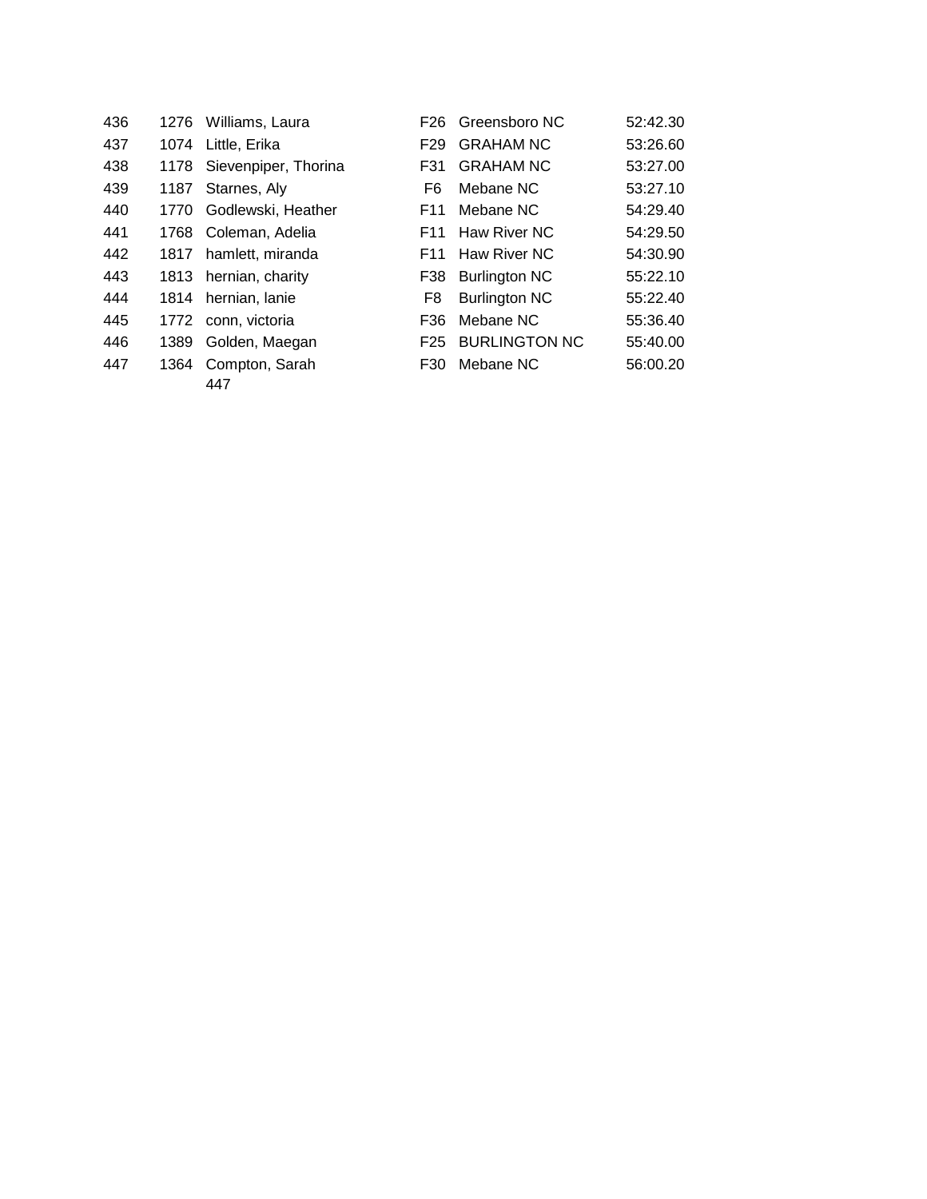| | | | | | |
|---|---|---|---|---|---|
| 436 | 1276 | Williams, Laura | F26 | Greensboro NC | 52:42.30 |
| 437 | 1074 | Little, Erika | F29 | GRAHAM NC | 53:26.60 |
| 438 | 1178 | Sievenpiper, Thorina | F31 | GRAHAM NC | 53:27.00 |
| 439 | 1187 | Starnes, Aly | F6 | Mebane NC | 53:27.10 |
| 440 | 1770 | Godlewski, Heather | F11 | Mebane NC | 54:29.40 |
| 441 | 1768 | Coleman, Adelia | F11 | Haw River NC | 54:29.50 |
| 442 | 1817 | hamlett, miranda | F11 | Haw River NC | 54:30.90 |
| 443 | 1813 | hernian, charity | F38 | Burlington NC | 55:22.10 |
| 444 | 1814 | hernian, lanie | F8 | Burlington NC | 55:22.40 |
| 445 | 1772 | conn, victoria | F36 | Mebane NC | 55:36.40 |
| 446 | 1389 | Golden, Maegan | F25 | BURLINGTON NC | 55:40.00 |
| 447 | 1364 | Compton, Sarah | F30 | Mebane NC | 56:00.20 |
| | | 447 | | | |